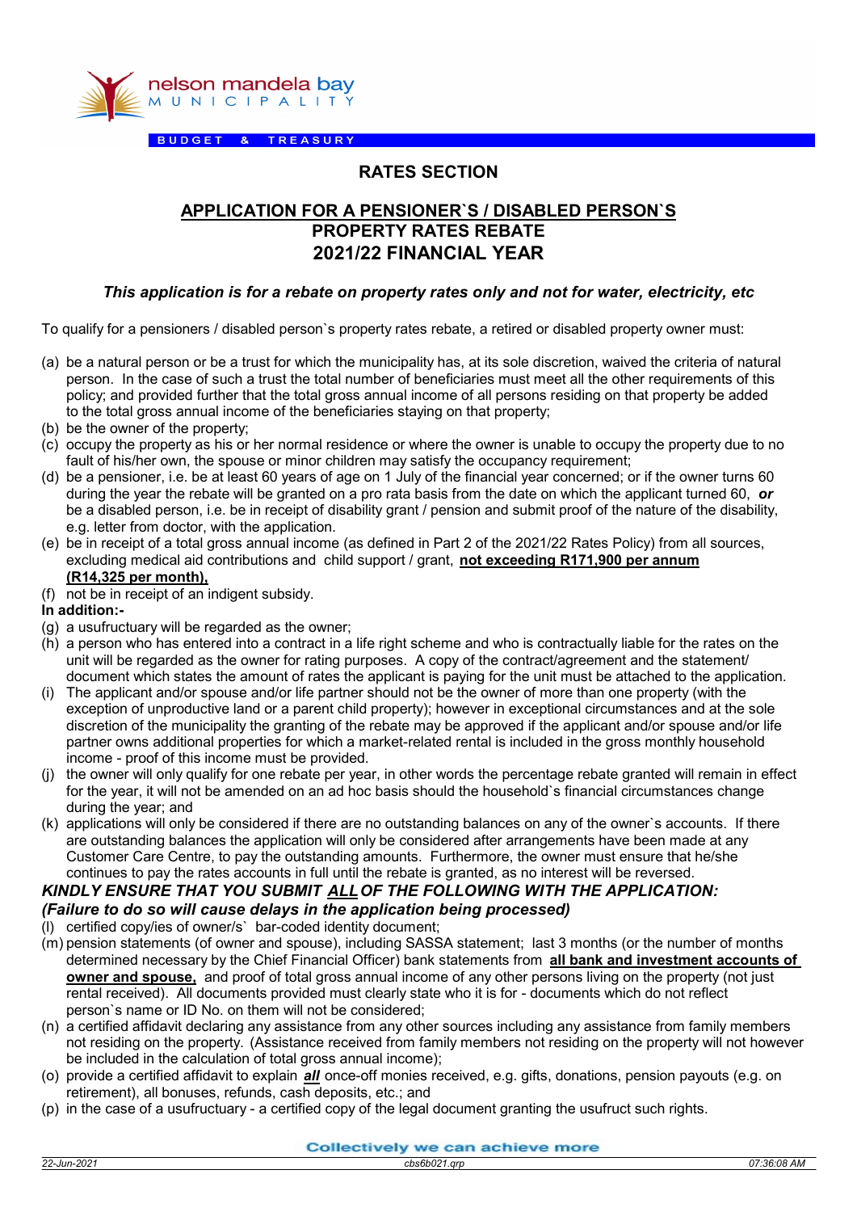nelson mandela bay
MUNICIPALITY

BUDGET & TREASURY

## RATES SECTION

## APPLICATION FOR A PENSIONER`S / DISABLED PERSON`S PROPERTY RATES REBATE 2021/22 FINANCIAL YEAR

***This application is for a rebate on property rates only and not for water, electricity, etc***

To qualify for a pensioners / disabled person`s property rates rebate, a retired or disabled property owner must:

(a) be a natural person or be a trust for which the municipality has, at its sole discretion, waived the criteria of natural person. In the case of such a trust the total number of beneficiaries must meet all the other requirements of this policy; and provided further that the total gross annual income of all persons residing on that property be added to the total gross annual income of the beneficiaries staying on that property;
(b) be the owner of the property;
(c) occupy the property as his or her normal residence or where the owner is unable to occupy the property due to no fault of his/her own, the spouse or minor children may satisfy the occupancy requirement;
(d) be a pensioner, i.e. be at least 60 years of age on 1 July of the financial year concerned; or if the owner turns 60 during the year the rebate will be granted on a pro rata basis from the date on which the applicant turned 60, ***or*** be a disabled person, i.e. be in receipt of disability grant / pension and submit proof of the nature of the disability, e.g. letter from doctor, with the application.
(e) be in receipt of a total gross annual income (as defined in Part 2 of the 2021/22 Rates Policy) from all sources, excluding medical aid contributions and child support / grant, **not exceeding R171,900 per annum (R14,325 per month),**
(f) not be in receipt of an indigent subsidy.

**In addition:-**

(g) a usufructuary will be regarded as the owner;
(h) a person who has entered into a contract in a life right scheme and who is contractually liable for the rates on the unit will be regarded as the owner for rating purposes. A copy of the contract/agreement and the statement/ document which states the amount of rates the applicant is paying for the unit must be attached to the application.
(i) The applicant and/or spouse and/or life partner should not be the owner of more than one property (with the exception of unproductive land or a parent child property); however in exceptional circumstances and at the sole discretion of the municipality the granting of the rebate may be approved if the applicant and/or spouse and/or life partner owns additional properties for which a market-related rental is included in the gross monthly household income - proof of this income must be provided.
(j) the owner will only qualify for one rebate per year, in other words the percentage rebate granted will remain in effect for the year, it will not be amended on an ad hoc basis should the household`s financial circumstances change during the year; and
(k) applications will only be considered if there are no outstanding balances on any of the owner`s accounts. If there are outstanding balances the application will only be considered after arrangements have been made at any Customer Care Centre, to pay the outstanding amounts. Furthermore, the owner must ensure that he/she continues to pay the rates accounts in full until the rebate is granted, as no interest will be reversed.

***KINDLY ENSURE THAT YOU SUBMIT ALL OF THE FOLLOWING WITH THE APPLICATION:***
***(Failure to do so will cause delays in the application being processed)***

(l) certified copy/ies of owner/s` bar-coded identity document;
(m) pension statements (of owner and spouse), including SASSA statement; last 3 months (or the number of months determined necessary by the Chief Financial Officer) bank statements from **all bank and investment accounts of owner and spouse,** and proof of total gross annual income of any other persons living on the property (not just rental received). All documents provided must clearly state who it is for - documents which do not reflect person`s name or ID No. on them will not be considered;
(n) a certified affidavit declaring any assistance from any other sources including any assistance from family members not residing on the property. (Assistance received from family members not residing on the property will not however be included in the calculation of total gross annual income);
(o) provide a certified affidavit to explain ***all*** once-off monies received, e.g. gifts, donations, pension payouts (e.g. on retirement), all bonuses, refunds, cash deposits, etc.; and
(p) in the case of a usufructuary - a certified copy of the legal document granting the usufruct such rights.

Collectively we can achieve more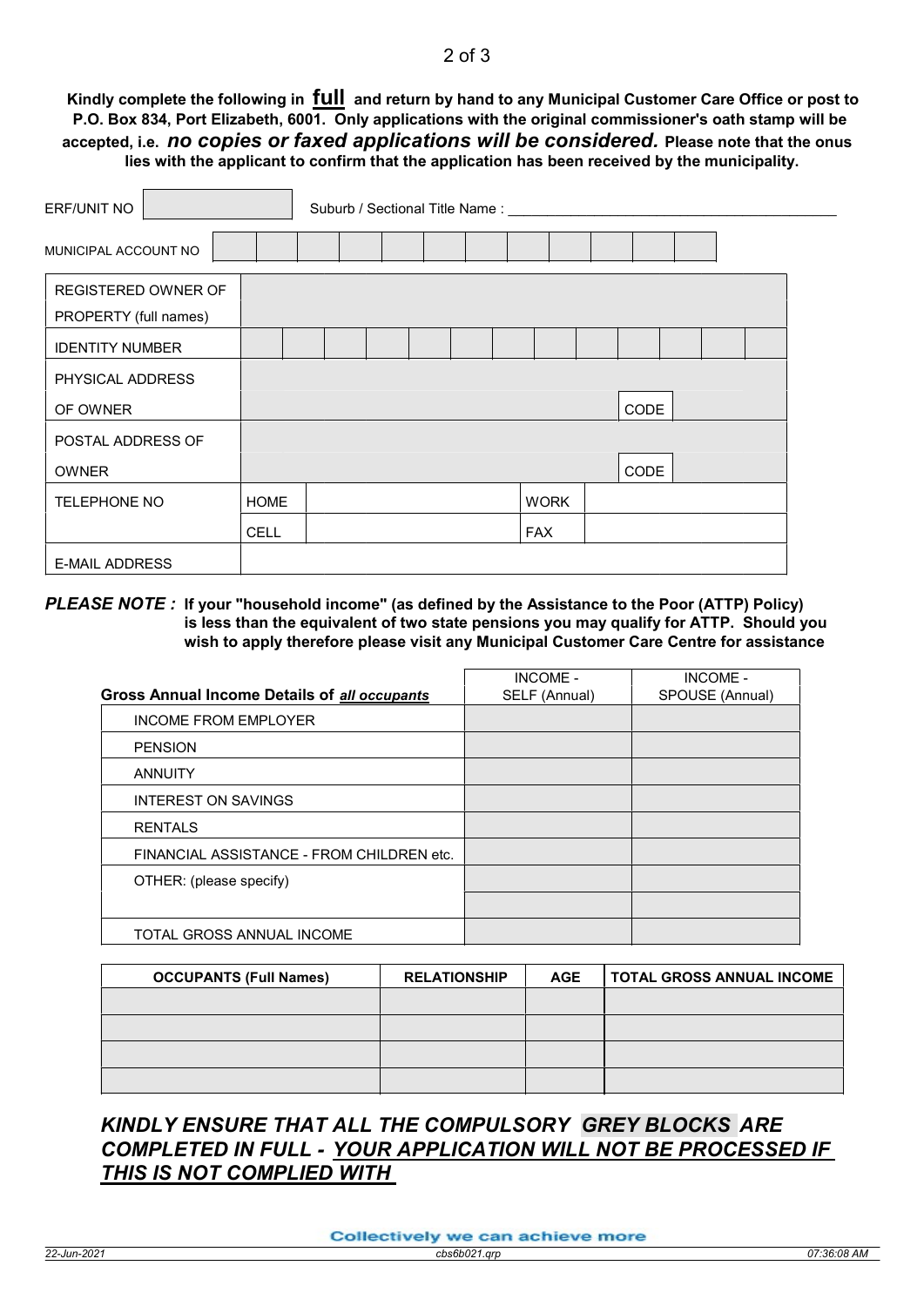**Kindly complete the following in full and return by hand to any Municipal Customer Care Office or post to P.O. Box 834, Port Elizabeth, 6001. Only applications with the original commissioner's oath stamp will be accepted, i.e. *no copies or faxed applications will be considered*. Please note that the onus lies with the applicant to confirm that the application has been received by the municipality.**

ERF/UNIT NO ____________ Suburb / Sectional Title Name : ________________________________________

MUNICIPAL ACCOUNT NO | | | | | | | | | | | | |

| | | | | |
|---|---|---|---|---|
| REGISTERED OWNER OF PROPERTY (full names) | | | | |
| IDENTITY NUMBER | | | | |
| PHYSICAL ADDRESS OF OWNER | | | CODE | |
| POSTAL ADDRESS OF OWNER | | | CODE | |
| TELEPHONE NO | HOME | | WORK | |
| | CELL | | FAX | |
| E-MAIL ADDRESS | | | | |

***PLEASE NOTE :*** **If your "household income" (as defined by the Assistance to the Poor (ATTP) Policy) is less than the equivalent of two state pensions you may qualify for ATTP. Should you wish to apply therefore please visit any Municipal Customer Care Centre for assistance**

| **Gross Annual Income Details of *all occupants*** | INCOME - SELF (Annual) | INCOME - SPOUSE (Annual) |
|---|---|---|
| INCOME FROM EMPLOYER | | |
| PENSION | | |
| ANNUITY | | |
| INTEREST ON SAVINGS | | |
| RENTALS | | |
| FINANCIAL ASSISTANCE - FROM CHILDREN etc. | | |
| OTHER: (please specify) | | |
| | | |
| TOTAL GROSS ANNUAL INCOME | | |

| OCCUPANTS (Full Names) | RELATIONSHIP | AGE | TOTAL GROSS ANNUAL INCOME |
|---|---|---|---|
| | | | |
| | | | |
| | | | |
| | | | |

***KINDLY ENSURE THAT ALL THE COMPULSORY GREY BLOCKS ARE COMPLETED IN FULL - YOUR APPLICATION WILL NOT BE PROCESSED IF THIS IS NOT COMPLIED WITH***

Collectively we can achieve more

22-Jun-2021 cbs6b021.qrp 07:36:08 AM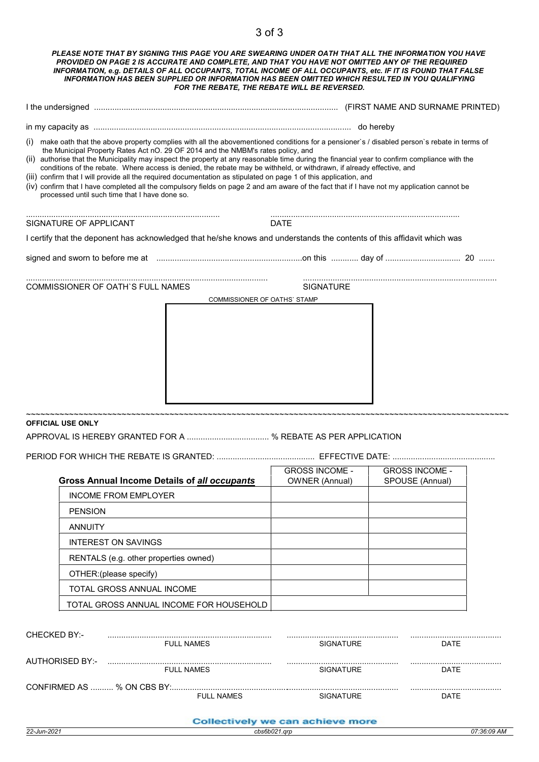***PLEASE NOTE THAT BY SIGNING THIS PAGE YOU ARE SWEARING UNDER OATH THAT ALL THE INFORMATION YOU HAVE PROVIDED ON PAGE 2 IS ACCURATE AND COMPLETE, AND THAT YOU HAVE NOT OMITTED ANY OF THE REQUIRED INFORMATION, e.g. DETAILS OF ALL OCCUPANTS, TOTAL INCOME OF ALL OCCUPANTS, etc. IF IT IS FOUND THAT FALSE INFORMATION HAS BEEN SUPPLIED OR INFORMATION HAS BEEN OMITTED WHICH RESULTED IN YOU QUALIFYING FOR THE REBATE, THE REBATE WILL BE REVERSED.***

I the undersigned .......................................................................................................... (FIRST NAME AND SURNAME PRINTED)

in my capacity as ................................................................................................................ do hereby

(i) make oath that the above property complies with all the abovementioned conditions for a pensioner`s / disabled person`s rebate in terms of the Municipal Property Rates Act nO. 29 OF 2014 and the NMBM's rates policy, and

(ii) authorise that the Municipality may inspect the property at any reasonable time during the financial year to confirm compliance with the conditions of the rebate. Where access is denied, the rebate may be withheld, or withdrawn, if already effective, and

(iii) confirm that I will provide all the required documentation as stipulated on page 1 of this application, and

(iv) confirm that I have completed all the compulsory fields on page 2 and am aware of the fact that if I have not my application cannot be processed until such time that I have done so.

..................................................................................... ..................................................................................

SIGNATURE OF APPLICANT DATE

I certify that the deponent has acknowledged that he/she knows and understands the contents of this affidavit which was

signed and sworn to before me at ................................................................on this ............ day of ................................ 20 .......

......................................................................................................... ....................................................................................

COMMISSIONER OF OATH`S FULL NAMES SIGNATURE

COMMISSIONER OF OATHS` STAMP

~~~~~~~~~~~~~~~~~~~~~~~~~~~~~~~~~~~~~~~~~~~~~~~~~~~~~~~~~~~~~~~~~~~~~~~~~~~~~~~~~~~~~~~~~~~~~~~~~~~~

**OFFICIAL USE ONLY**

APPROVAL IS HEREBY GRANTED FOR A .................................... % REBATE AS PER APPLICATION

PERIOD FOR WHICH THE REBATE IS GRANTED: ........................................... EFFECTIVE DATE: ............................................

| **Gross Annual Income Details of *all occupants*** | GROSS INCOME - OWNER (Annual) | GROSS INCOME - SPOUSE (Annual) |
|---|---|---|
| INCOME FROM EMPLOYER | | |
| PENSION | | |
| ANNUITY | | |
| INTEREST ON SAVINGS | | |
| RENTALS (e.g. other properties owned) | | |
| OTHER:(please specify) | | |
| TOTAL GROSS ANNUAL INCOME | | |
| TOTAL GROSS ANNUAL INCOME FOR HOUSEHOLD | | |

CHECKED BY:- ........................................................................ ................................................. ........................................

FULL NAMES SIGNATURE DATE

AUTHORISED BY:- ........................................................................ ................................................. ........................................

FULL NAMES SIGNATURE DATE

CONFIRMED AS .......... % ON CBS BY:.................................................................................................... ........................................

FULL NAMES SIGNATURE DATE

Collectively we can achieve more